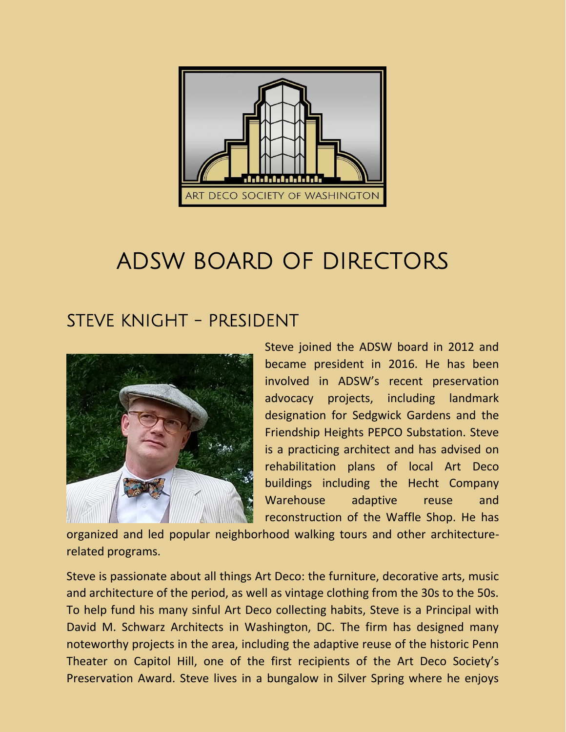ART DECO SOCIETY OF WASHINGTON

# ADSW BOARD OF DIRECTORS

## STEVE KNIGHT – PRESIDENT

Steve joined the ADSW board in 2012 and became president in 2016. He has been involved in ADSW's recent preservation advocacy projects, including landmark designation for Sedgwick Gardens and the Friendship Heights PEPCO Substation. Steve is a practicing architect and has advised on rehabilitation plans of local Art Deco buildings including the Hecht Company Warehouse adaptive reuse and reconstruction of the Waffle Shop. He has organized and led popular neighborhood walking tours and other architecture-related programs.

Steve is passionate about all things Art Deco: the furniture, decorative arts, music and architecture of the period, as well as vintage clothing from the 30s to the 50s. To help fund his many sinful Art Deco collecting habits, Steve is a Principal with David M. Schwarz Architects in Washington, DC. The firm has designed many noteworthy projects in the area, including the adaptive reuse of the historic Penn Theater on Capitol Hill, one of the first recipients of the Art Deco Society's Preservation Award. Steve lives in a bungalow in Silver Spring where he enjoys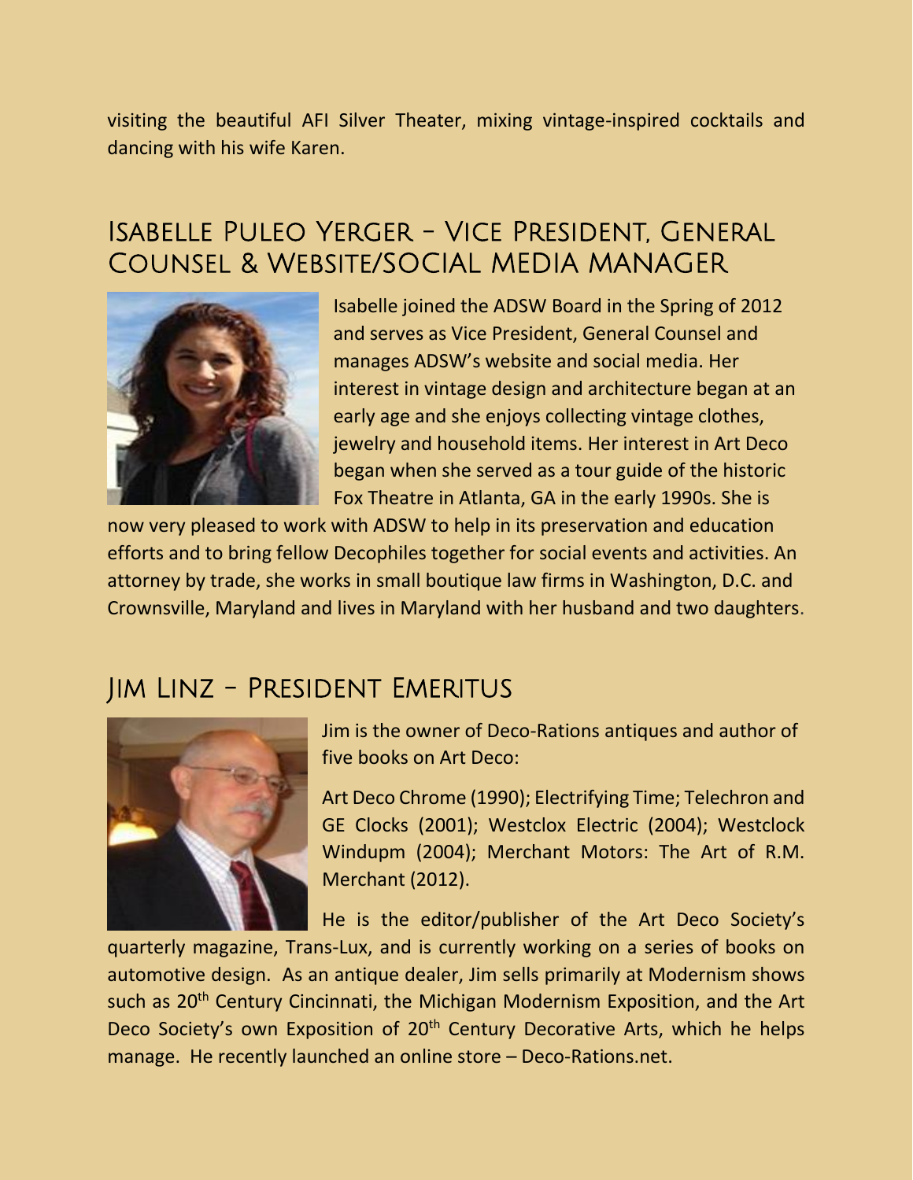visiting the beautiful AFI Silver Theater, mixing vintage-inspired cocktails and dancing with his wife Karen.

## Isabelle Puleo Yerger – Vice President, General Counsel & Website/SOCIAL MEDIA MANAGER

Isabelle joined the ADSW Board in the Spring of 2012 and serves as Vice President, General Counsel and manages ADSW's website and social media. Her interest in vintage design and architecture began at an early age and she enjoys collecting vintage clothes, jewelry and household items. Her interest in Art Deco began when she served as a tour guide of the historic Fox Theatre in Atlanta, GA in the early 1990s. She is now very pleased to work with ADSW to help in its preservation and education efforts and to bring fellow Decophiles together for social events and activities. An attorney by trade, she works in small boutique law firms in Washington, D.C. and Crownsville, Maryland and lives in Maryland with her husband and two daughters.

## Jim Linz – President Emeritus

Jim is the owner of Deco-Rations antiques and author of five books on Art Deco:

Art Deco Chrome (1990); Electrifying Time; Telechron and GE Clocks (2001); Westclox Electric (2004); Westclock Windupm (2004); Merchant Motors: The Art of R.M. Merchant (2012).

He is the editor/publisher of the Art Deco Society's quarterly magazine, Trans-Lux, and is currently working on a series of books on automotive design. As an antique dealer, Jim sells primarily at Modernism shows such as 20th Century Cincinnati, the Michigan Modernism Exposition, and the Art Deco Society's own Exposition of 20th Century Decorative Arts, which he helps manage. He recently launched an online store – Deco-Rations.net.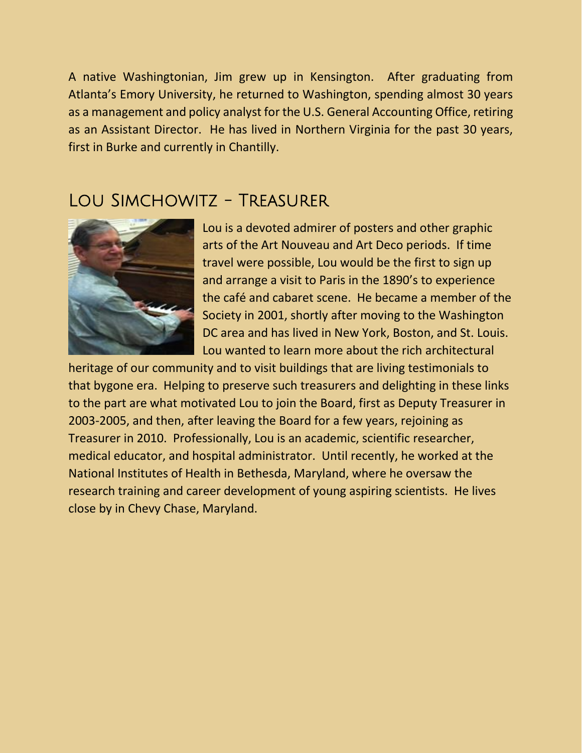A native Washingtonian, Jim grew up in Kensington. After graduating from Atlanta's Emory University, he returned to Washington, spending almost 30 years as a management and policy analyst for the U.S. General Accounting Office, retiring as an Assistant Director. He has lived in Northern Virginia for the past 30 years, first in Burke and currently in Chantilly.

## Lou Simchowitz – Treasurer

Lou is a devoted admirer of posters and other graphic arts of the Art Nouveau and Art Deco periods. If time travel were possible, Lou would be the first to sign up and arrange a visit to Paris in the 1890's to experience the café and cabaret scene. He became a member of the Society in 2001, shortly after moving to the Washington DC area and has lived in New York, Boston, and St. Louis. Lou wanted to learn more about the rich architectural heritage of our community and to visit buildings that are living testimonials to that bygone era. Helping to preserve such treasurers and delighting in these links to the part are what motivated Lou to join the Board, first as Deputy Treasurer in 2003-2005, and then, after leaving the Board for a few years, rejoining as Treasurer in 2010. Professionally, Lou is an academic, scientific researcher, medical educator, and hospital administrator. Until recently, he worked at the National Institutes of Health in Bethesda, Maryland, where he oversaw the research training and career development of young aspiring scientists. He lives close by in Chevy Chase, Maryland.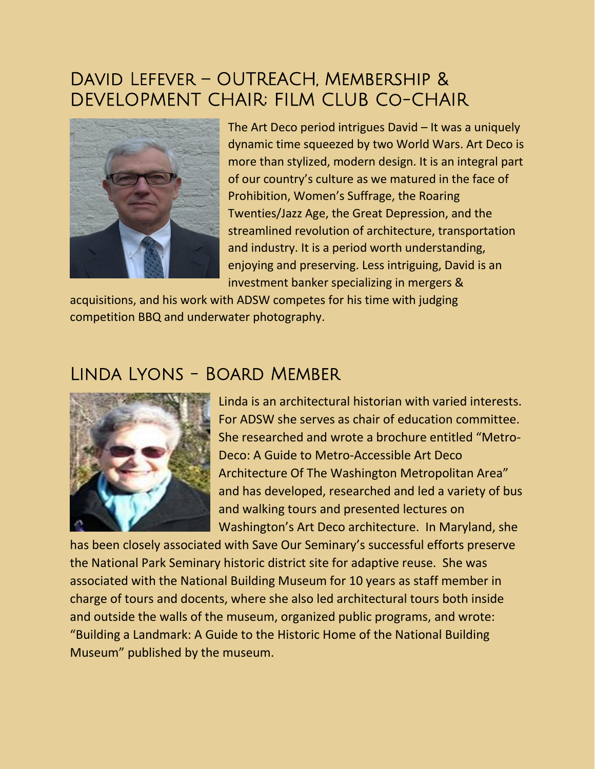## David Lefever – OUTREACH, Membership & DEVELOPMENT CHAIR; FILM CLUB Co-CHAIR

The Art Deco period intrigues David – It was a uniquely dynamic time squeezed by two World Wars. Art Deco is more than stylized, modern design. It is an integral part of our country's culture as we matured in the face of Prohibition, Women's Suffrage, the Roaring Twenties/Jazz Age, the Great Depression, and the streamlined revolution of architecture, transportation and industry. It is a period worth understanding, enjoying and preserving. Less intriguing, David is an investment banker specializing in mergers & acquisitions, and his work with ADSW competes for his time with judging competition BBQ and underwater photography.

## Linda Lyons - Board Member

Linda is an architectural historian with varied interests. For ADSW she serves as chair of education committee. She researched and wrote a brochure entitled "Metro-Deco: A Guide to Metro-Accessible Art Deco Architecture Of The Washington Metropolitan Area" and has developed, researched and led a variety of bus and walking tours and presented lectures on Washington's Art Deco architecture. In Maryland, she has been closely associated with Save Our Seminary's successful efforts preserve the National Park Seminary historic district site for adaptive reuse. She was associated with the National Building Museum for 10 years as staff member in charge of tours and docents, where she also led architectural tours both inside and outside the walls of the museum, organized public programs, and wrote: "Building a Landmark: A Guide to the Historic Home of the National Building Museum" published by the museum.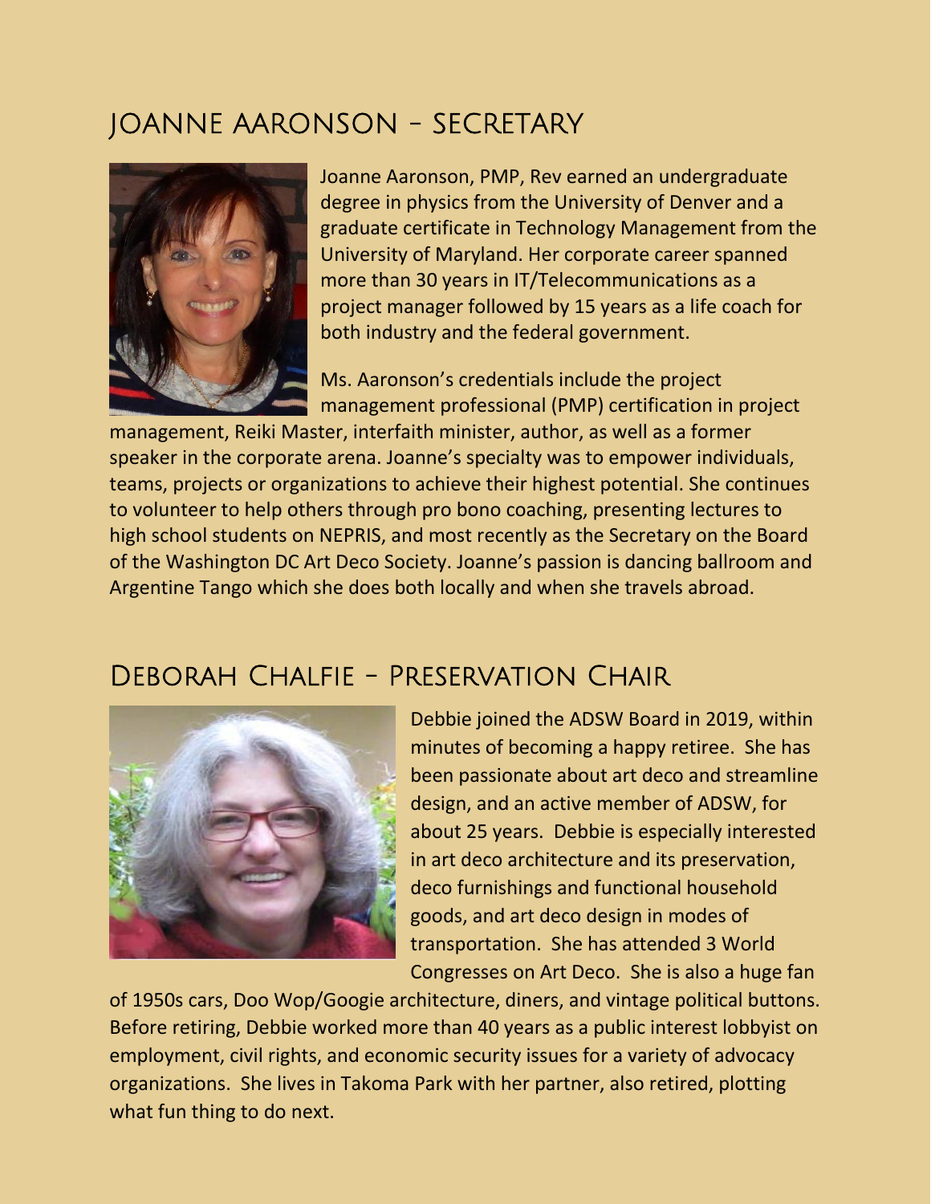## JOANNE AARONSON – SECRETARY

Joanne Aaronson, PMP, Rev earned an undergraduate degree in physics from the University of Denver and a graduate certificate in Technology Management from the University of Maryland. Her corporate career spanned more than 30 years in IT/Telecommunications as a project manager followed by 15 years as a life coach for both industry and the federal government.

Ms. Aaronson's credentials include the project management professional (PMP) certification in project management, Reiki Master, interfaith minister, author, as well as a former speaker in the corporate arena. Joanne's specialty was to empower individuals, teams, projects or organizations to achieve their highest potential. She continues to volunteer to help others through pro bono coaching, presenting lectures to high school students on NEPRIS, and most recently as the Secretary on the Board of the Washington DC Art Deco Society. Joanne's passion is dancing ballroom and Argentine Tango which she does both locally and when she travels abroad.

## DEBORAH CHALFIE – PRESERVATION CHAIR

Debbie joined the ADSW Board in 2019, within minutes of becoming a happy retiree. She has been passionate about art deco and streamline design, and an active member of ADSW, for about 25 years. Debbie is especially interested in art deco architecture and its preservation, deco furnishings and functional household goods, and art deco design in modes of transportation. She has attended 3 World Congresses on Art Deco. She is also a huge fan of 1950s cars, Doo Wop/Googie architecture, diners, and vintage political buttons. Before retiring, Debbie worked more than 40 years as a public interest lobbyist on employment, civil rights, and economic security issues for a variety of advocacy organizations. She lives in Takoma Park with her partner, also retired, plotting what fun thing to do next.